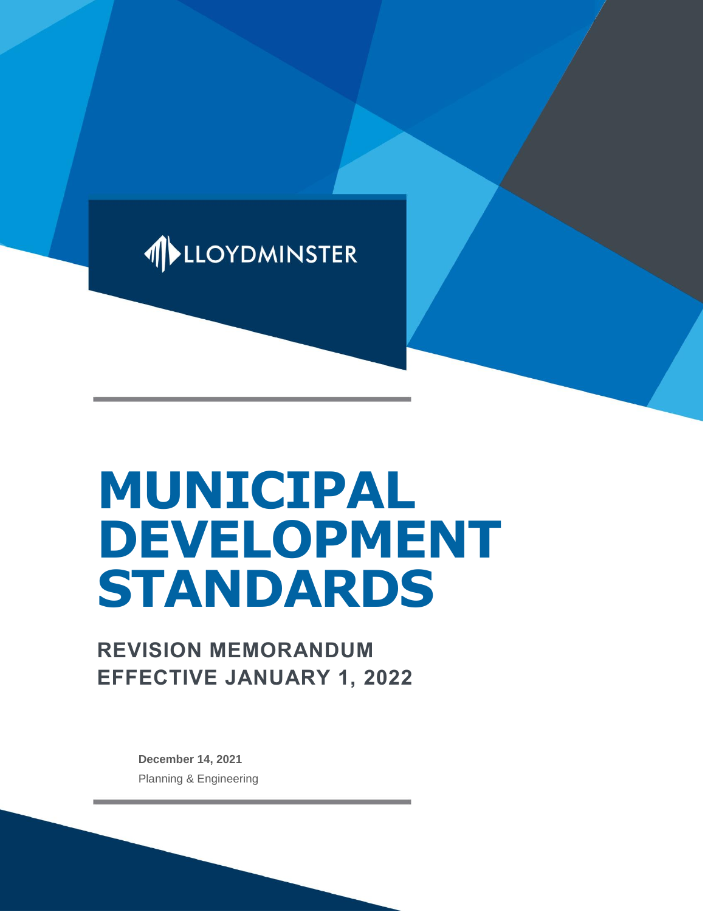LLOYDMINSTER

# MUNICIPAL DEVELOPMENT STANDARDS

## REVISION MEMORANDUM
## EFFECTIVE JANUARY 1, 2022

**December 14, 2021**

Planning & Engineering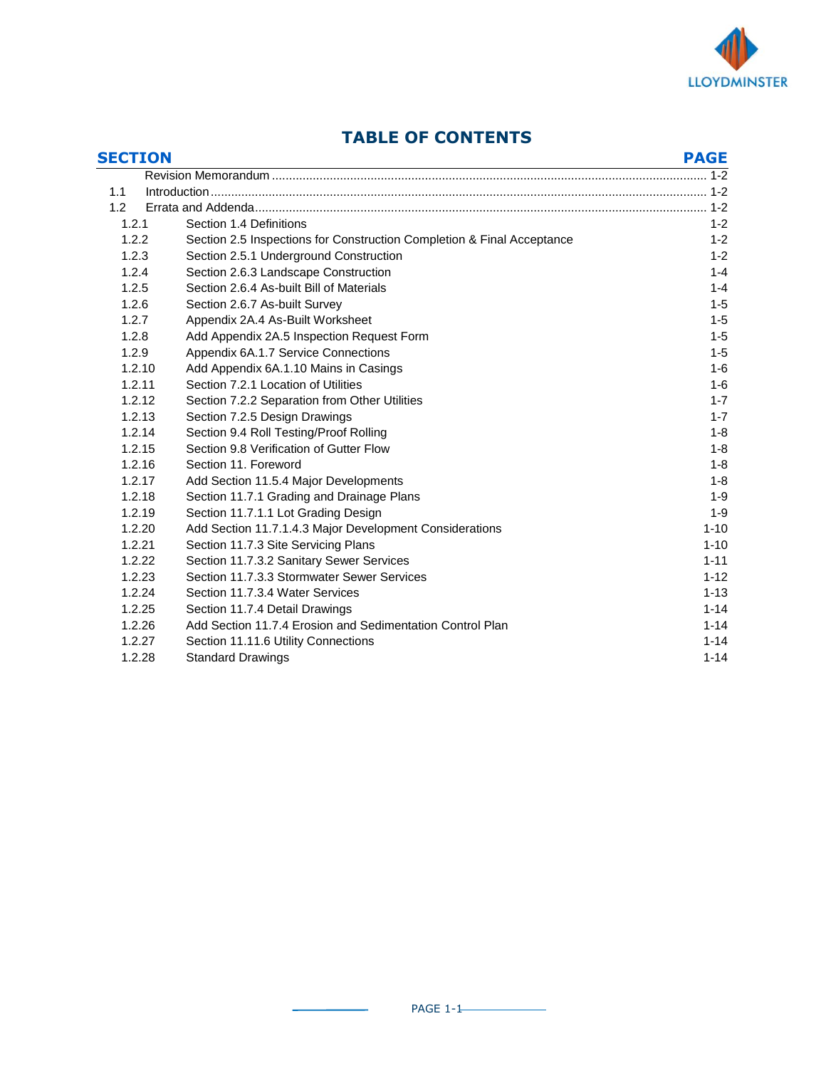# TABLE OF CONTENTS

| SECTION | | PAGE |
|---|---|---|
| | Revision Memorandum | 1-2 |
| 1.1 | Introduction | 1-2 |
| 1.2 | Errata and Addenda | 1-2 |
| 1.2.1 | Section 1.4 Definitions | 1-2 |
| 1.2.2 | Section 2.5 Inspections for Construction Completion & Final Acceptance | 1-2 |
| 1.2.3 | Section 2.5.1 Underground Construction | 1-2 |
| 1.2.4 | Section 2.6.3 Landscape Construction | 1-4 |
| 1.2.5 | Section 2.6.4 As-built Bill of Materials | 1-4 |
| 1.2.6 | Section 2.6.7 As-built Survey | 1-5 |
| 1.2.7 | Appendix 2A.4 As-Built Worksheet | 1-5 |
| 1.2.8 | Add Appendix 2A.5 Inspection Request Form | 1-5 |
| 1.2.9 | Appendix 6A.1.7 Service Connections | 1-5 |
| 1.2.10 | Add Appendix 6A.1.10 Mains in Casings | 1-6 |
| 1.2.11 | Section 7.2.1 Location of Utilities | 1-6 |
| 1.2.12 | Section 7.2.2 Separation from Other Utilities | 1-7 |
| 1.2.13 | Section 7.2.5 Design Drawings | 1-7 |
| 1.2.14 | Section 9.4 Roll Testing/Proof Rolling | 1-8 |
| 1.2.15 | Section 9.8 Verification of Gutter Flow | 1-8 |
| 1.2.16 | Section 11. Foreword | 1-8 |
| 1.2.17 | Add Section 11.5.4 Major Developments | 1-8 |
| 1.2.18 | Section 11.7.1 Grading and Drainage Plans | 1-9 |
| 1.2.19 | Section 11.7.1.1 Lot Grading Design | 1-9 |
| 1.2.20 | Add Section 11.7.1.4.3 Major Development Considerations | 1-10 |
| 1.2.21 | Section 11.7.3 Site Servicing Plans | 1-10 |
| 1.2.22 | Section 11.7.3.2 Sanitary Sewer Services | 1-11 |
| 1.2.23 | Section 11.7.3.3 Stormwater Sewer Services | 1-12 |
| 1.2.24 | Section 11.7.3.4 Water Services | 1-13 |
| 1.2.25 | Section 11.7.4 Detail Drawings | 1-14 |
| 1.2.26 | Add Section 11.7.4 Erosion and Sedimentation Control Plan | 1-14 |
| 1.2.27 | Section 11.11.6 Utility Connections | 1-14 |
| 1.2.28 | Standard Drawings | 1-14 |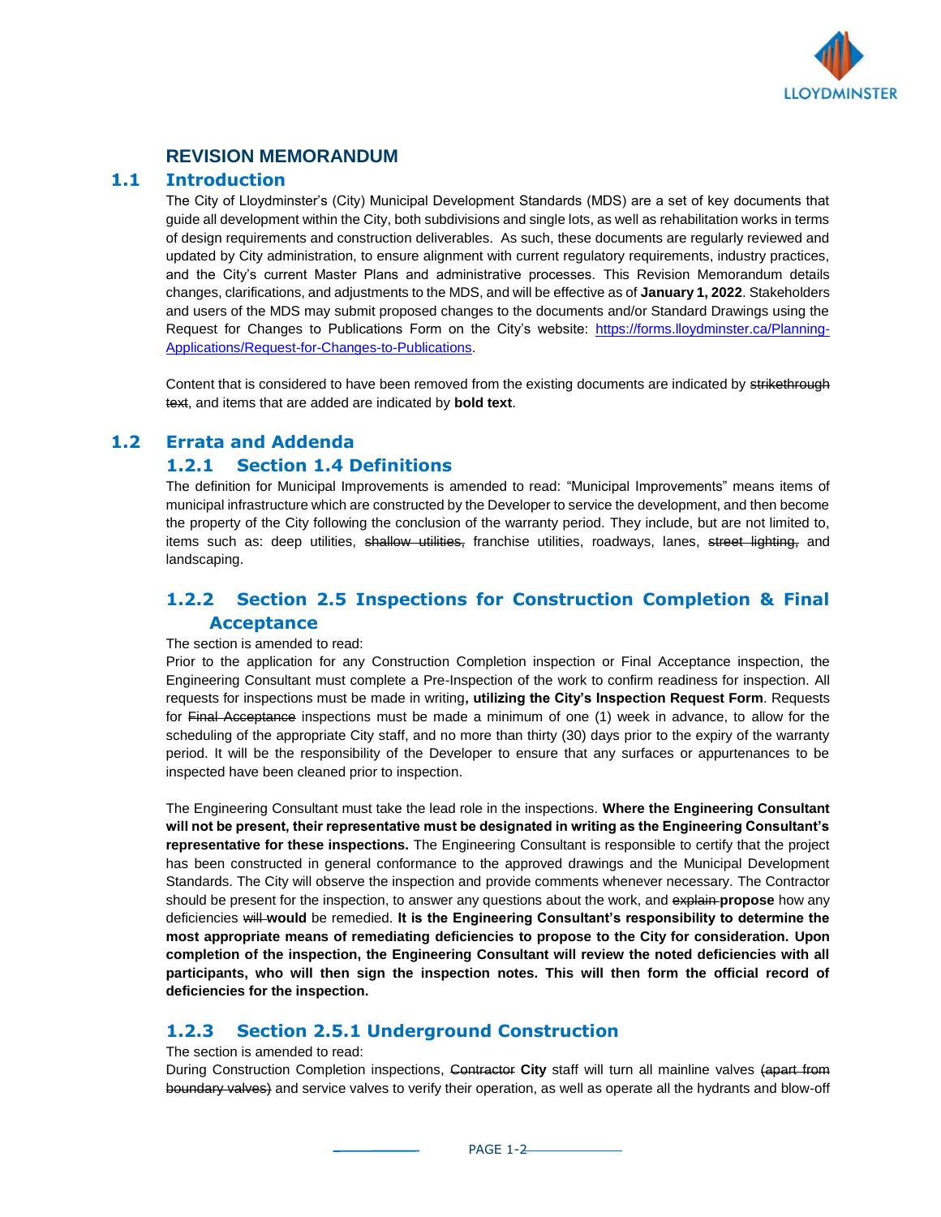## REVISION MEMORANDUM

## 1.1 Introduction

The City of Lloydminster's (City) Municipal Development Standards (MDS) are a set of key documents that guide all development within the City, both subdivisions and single lots, as well as rehabilitation works in terms of design requirements and construction deliverables. As such, these documents are regularly reviewed and updated by City administration, to ensure alignment with current regulatory requirements, industry practices, and the City's current Master Plans and administrative processes. This Revision Memorandum details changes, clarifications, and adjustments to the MDS, and will be effective as of **January 1, 2022**. Stakeholders and users of the MDS may submit proposed changes to the documents and/or Standard Drawings using the Request for Changes to Publications Form on the City's website: [https://forms.lloydminster.ca/Planning-Applications/Request-for-Changes-to-Publications](https://forms.lloydminster.ca/Planning-Applications/Request-for-Changes-to-Publications).

Content that is considered to have been removed from the existing documents are indicated by ~~strikethrough text~~, and items that are added are indicated by **bold text**.

## 1.2 Errata and Addenda

### 1.2.1 Section 1.4 Definitions

The definition for Municipal Improvements is amended to read: "Municipal Improvements" means items of municipal infrastructure which are constructed by the Developer to service the development, and then become the property of the City following the conclusion of the warranty period. They include, but are not limited to, items such as: deep utilities, ~~shallow utilities,~~ franchise utilities, roadways, lanes, ~~street lighting,~~ and landscaping.

### 1.2.2 Section 2.5 Inspections for Construction Completion & Final Acceptance

The section is amended to read:

Prior to the application for any Construction Completion inspection or Final Acceptance inspection, the Engineering Consultant must complete a Pre-Inspection of the work to confirm readiness for inspection. All requests for inspections must be made in writing**, utilizing the City's Inspection Request Form**. Requests for ~~Final Acceptance~~ inspections must be made a minimum of one (1) week in advance, to allow for the scheduling of the appropriate City staff, and no more than thirty (30) days prior to the expiry of the warranty period. It will be the responsibility of the Developer to ensure that any surfaces or appurtenances to be inspected have been cleaned prior to inspection.

The Engineering Consultant must take the lead role in the inspections. **Where the Engineering Consultant will not be present, their representative must be designated in writing as the Engineering Consultant's representative for these inspections.** The Engineering Consultant is responsible to certify that the project has been constructed in general conformance to the approved drawings and the Municipal Development Standards. The City will observe the inspection and provide comments whenever necessary. The Contractor should be present for the inspection, to answer any questions about the work, and ~~explain~~ **propose** how any deficiencies ~~will~~ **would** be remedied. **It is the Engineering Consultant's responsibility to determine the most appropriate means of remediating deficiencies to propose to the City for consideration. Upon completion of the inspection, the Engineering Consultant will review the noted deficiencies with all participants, who will then sign the inspection notes. This will then form the official record of deficiencies for the inspection.**

### 1.2.3 Section 2.5.1 Underground Construction

The section is amended to read:

During Construction Completion inspections, ~~Contractor~~ **City** staff will turn all mainline valves ~~(apart from boundary valves)~~ and service valves to verify their operation, as well as operate all the hydrants and blow-off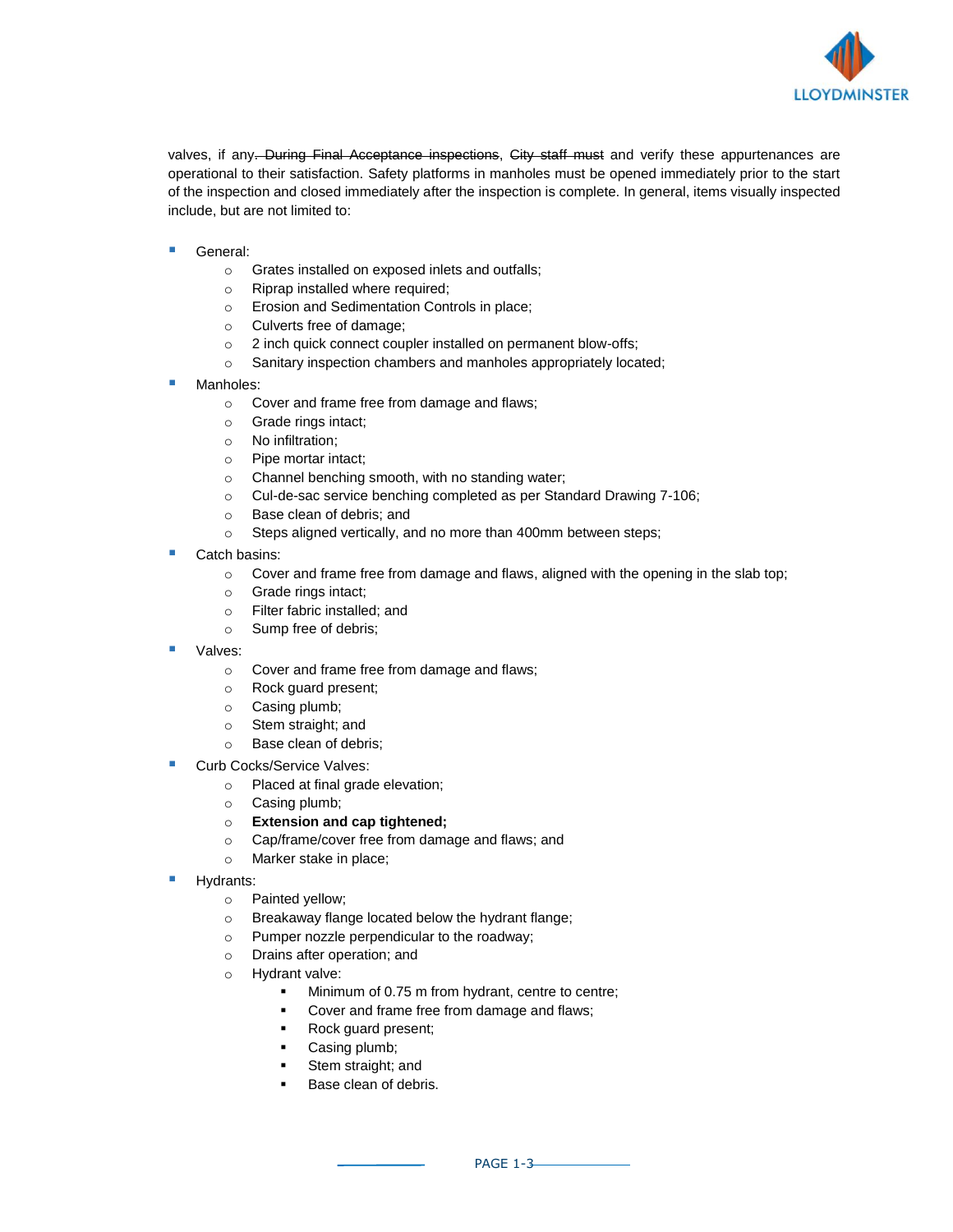valves, if any~~. During Final Acceptance inspections~~, ~~City staff must~~ and verify these appurtenances are operational to their satisfaction. Safety platforms in manholes must be opened immediately prior to the start of the inspection and closed immediately after the inspection is complete. In general, items visually inspected include, but are not limited to:

- General:
  - Grates installed on exposed inlets and outfalls;
  - Riprap installed where required;
  - Erosion and Sedimentation Controls in place;
  - Culverts free of damage;
  - 2 inch quick connect coupler installed on permanent blow-offs;
  - Sanitary inspection chambers and manholes appropriately located;
- Manholes:
  - Cover and frame free from damage and flaws;
  - Grade rings intact;
  - No infiltration;
  - Pipe mortar intact;
  - Channel benching smooth, with no standing water;
  - Cul-de-sac service benching completed as per Standard Drawing 7-106;
  - Base clean of debris; and
  - Steps aligned vertically, and no more than 400mm between steps;
- Catch basins:
  - Cover and frame free from damage and flaws, aligned with the opening in the slab top;
  - Grade rings intact;
  - Filter fabric installed; and
  - Sump free of debris;
- Valves:
  - Cover and frame free from damage and flaws;
  - Rock guard present;
  - Casing plumb;
  - Stem straight; and
  - Base clean of debris;
- Curb Cocks/Service Valves:
  - Placed at final grade elevation;
  - Casing plumb;
  - **Extension and cap tightened;**
  - Cap/frame/cover free from damage and flaws; and
  - Marker stake in place;
- Hydrants:
  - Painted yellow;
  - Breakaway flange located below the hydrant flange;
  - Pumper nozzle perpendicular to the roadway;
  - Drains after operation; and
  - Hydrant valve:
    - Minimum of 0.75 m from hydrant, centre to centre;
    - Cover and frame free from damage and flaws;
    - Rock guard present;
    - Casing plumb;
    - Stem straight; and
    - Base clean of debris.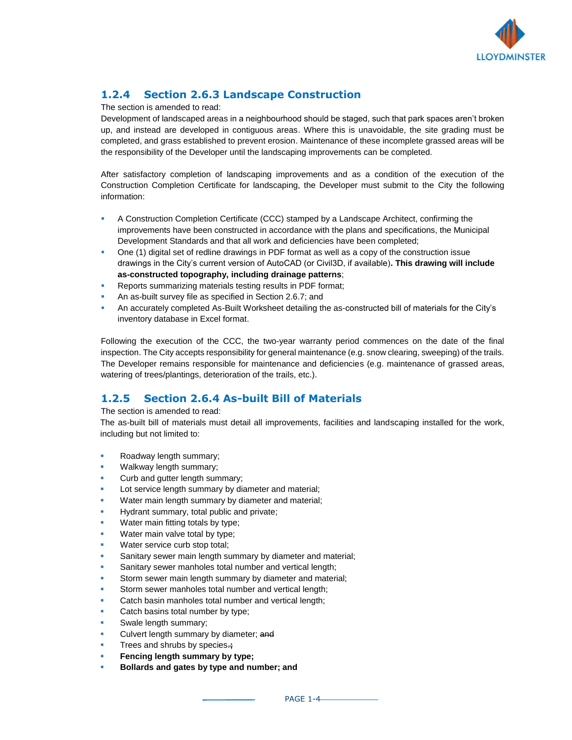## 1.2.4 Section 2.6.3 Landscape Construction

The section is amended to read:

Development of landscaped areas in a neighbourhood should be staged, such that park spaces aren't broken up, and instead are developed in contiguous areas. Where this is unavoidable, the site grading must be completed, and grass established to prevent erosion. Maintenance of these incomplete grassed areas will be the responsibility of the Developer until the landscaping improvements can be completed.

After satisfactory completion of landscaping improvements and as a condition of the execution of the Construction Completion Certificate for landscaping, the Developer must submit to the City the following information:

- A Construction Completion Certificate (CCC) stamped by a Landscape Architect, confirming the improvements have been constructed in accordance with the plans and specifications, the Municipal Development Standards and that all work and deficiencies have been completed;
- One (1) digital set of redline drawings in PDF format as well as a copy of the construction issue drawings in the City's current version of AutoCAD (or Civil3D, if available)**. This drawing will include as-constructed topography, including drainage patterns**;
- Reports summarizing materials testing results in PDF format;
- An as-built survey file as specified in Section 2.6.7; and
- An accurately completed As-Built Worksheet detailing the as-constructed bill of materials for the City's inventory database in Excel format.

Following the execution of the CCC, the two-year warranty period commences on the date of the final inspection. The City accepts responsibility for general maintenance (e.g. snow clearing, sweeping) of the trails. The Developer remains responsible for maintenance and deficiencies (e.g. maintenance of grassed areas, watering of trees/plantings, deterioration of the trails, etc.).

## 1.2.5 Section 2.6.4 As-built Bill of Materials

The section is amended to read:

The as-built bill of materials must detail all improvements, facilities and landscaping installed for the work, including but not limited to:

- Roadway length summary;
- Walkway length summary;
- Curb and gutter length summary;
- Lot service length summary by diameter and material;
- Water main length summary by diameter and material;
- Hydrant summary, total public and private;
- Water main fitting totals by type;
- Water main valve total by type;
- Water service curb stop total;
- Sanitary sewer main length summary by diameter and material;
- Sanitary sewer manholes total number and vertical length;
- Storm sewer main length summary by diameter and material;
- Storm sewer manholes total number and vertical length;
- Catch basin manholes total number and vertical length;
- Catch basins total number by type;
- Swale length summary;
- Culvert length summary by diameter; ~~and~~
- Trees and shrubs by species~~.~~;
- **Fencing length summary by type;**
- **Bollards and gates by type and number; and**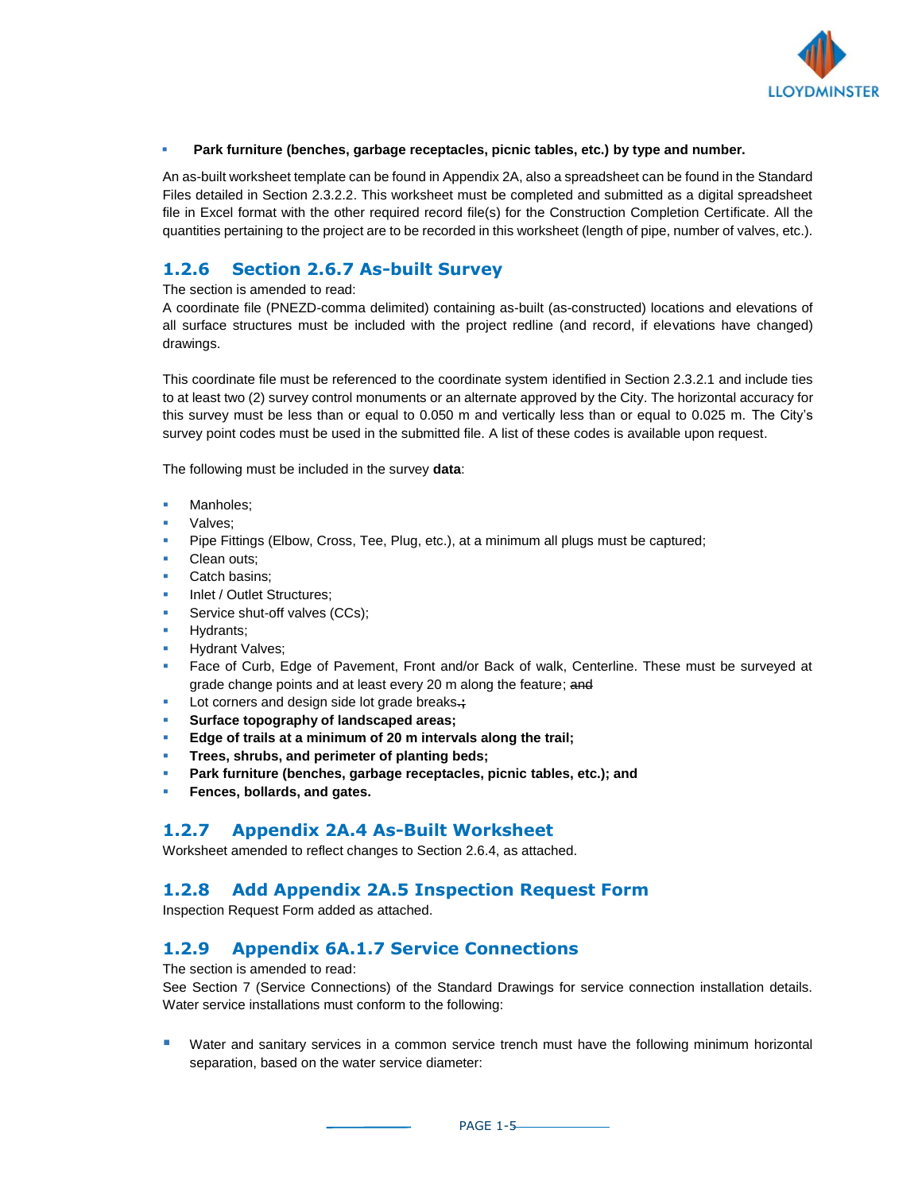- **Park furniture (benches, garbage receptacles, picnic tables, etc.) by type and number.**

An as-built worksheet template can be found in Appendix 2A, also a spreadsheet can be found in the Standard Files detailed in Section 2.3.2.2. This worksheet must be completed and submitted as a digital spreadsheet file in Excel format with the other required record file(s) for the Construction Completion Certificate. All the quantities pertaining to the project are to be recorded in this worksheet (length of pipe, number of valves, etc.).

### 1.2.6 Section 2.6.7 As-built Survey

The section is amended to read:
A coordinate file (PNEZD-comma delimited) containing as-built (as-constructed) locations and elevations of all surface structures must be included with the project redline (and record, if elevations have changed) drawings.

This coordinate file must be referenced to the coordinate system identified in Section 2.3.2.1 and include ties to at least two (2) survey control monuments or an alternate approved by the City. The horizontal accuracy for this survey must be less than or equal to 0.050 m and vertically less than or equal to 0.025 m. The City's survey point codes must be used in the submitted file. A list of these codes is available upon request.

The following must be included in the survey **data**:

- Manholes;
- Valves;
- Pipe Fittings (Elbow, Cross, Tee, Plug, etc.), at a minimum all plugs must be captured;
- Clean outs;
- Catch basins;
- Inlet / Outlet Structures;
- Service shut-off valves (CCs);
- Hydrants;
- Hydrant Valves;
- Face of Curb, Edge of Pavement, Front and/or Back of walk, Centerline. These must be surveyed at grade change points and at least every 20 m along the feature; ~~and~~
- Lot corners and design side lot grade breaks.~~;~~
- **Surface topography of landscaped areas;**
- **Edge of trails at a minimum of 20 m intervals along the trail;**
- **Trees, shrubs, and perimeter of planting beds;**
- **Park furniture (benches, garbage receptacles, picnic tables, etc.); and**
- **Fences, bollards, and gates.**

### 1.2.7 Appendix 2A.4 As-Built Worksheet

Worksheet amended to reflect changes to Section 2.6.4, as attached.

### 1.2.8 Add Appendix 2A.5 Inspection Request Form

Inspection Request Form added as attached.

### 1.2.9 Appendix 6A.1.7 Service Connections

The section is amended to read:
See Section 7 (Service Connections) of the Standard Drawings for service connection installation details. Water service installations must conform to the following:

- Water and sanitary services in a common service trench must have the following minimum horizontal separation, based on the water service diameter: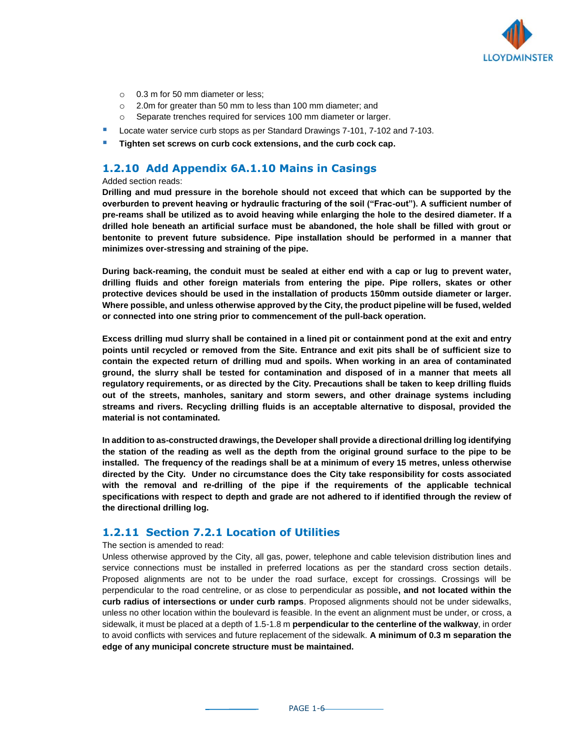- 0.3 m for 50 mm diameter or less;
- 2.0m for greater than 50 mm to less than 100 mm diameter; and
- Separate trenches required for services 100 mm diameter or larger.

- Locate water service curb stops as per Standard Drawings 7-101, 7-102 and 7-103.
- **Tighten set screws on curb cock extensions, and the curb cock cap.**

## 1.2.10 Add Appendix 6A.1.10 Mains in Casings

Added section reads:

**Drilling and mud pressure in the borehole should not exceed that which can be supported by the overburden to prevent heaving or hydraulic fracturing of the soil ("Frac-out"). A sufficient number of pre-reams shall be utilized as to avoid heaving while enlarging the hole to the desired diameter. If a drilled hole beneath an artificial surface must be abandoned, the hole shall be filled with grout or bentonite to prevent future subsidence. Pipe installation should be performed in a manner that minimizes over-stressing and straining of the pipe.**

**During back-reaming, the conduit must be sealed at either end with a cap or lug to prevent water, drilling fluids and other foreign materials from entering the pipe. Pipe rollers, skates or other protective devices should be used in the installation of products 150mm outside diameter or larger. Where possible, and unless otherwise approved by the City, the product pipeline will be fused, welded or connected into one string prior to commencement of the pull-back operation.**

**Excess drilling mud slurry shall be contained in a lined pit or containment pond at the exit and entry points until recycled or removed from the Site. Entrance and exit pits shall be of sufficient size to contain the expected return of drilling mud and spoils. When working in an area of contaminated ground, the slurry shall be tested for contamination and disposed of in a manner that meets all regulatory requirements, or as directed by the City. Precautions shall be taken to keep drilling fluids out of the streets, manholes, sanitary and storm sewers, and other drainage systems including streams and rivers. Recycling drilling fluids is an acceptable alternative to disposal, provided the material is not contaminated.**

**In addition to as-constructed drawings, the Developer shall provide a directional drilling log identifying the station of the reading as well as the depth from the original ground surface to the pipe to be installed. The frequency of the readings shall be at a minimum of every 15 metres, unless otherwise directed by the City. Under no circumstance does the City take responsibility for costs associated with the removal and re-drilling of the pipe if the requirements of the applicable technical specifications with respect to depth and grade are not adhered to if identified through the review of the directional drilling log.**

## 1.2.11 Section 7.2.1 Location of Utilities

The section is amended to read:

Unless otherwise approved by the City, all gas, power, telephone and cable television distribution lines and service connections must be installed in preferred locations as per the standard cross section details. Proposed alignments are not to be under the road surface, except for crossings. Crossings will be perpendicular to the road centreline, or as close to perpendicular as possible**, and not located within the curb radius of intersections or under curb ramps**. Proposed alignments should not be under sidewalks, unless no other location within the boulevard is feasible. In the event an alignment must be under, or cross, a sidewalk, it must be placed at a depth of 1.5-1.8 m **perpendicular to the centerline of the walkway**, in order to avoid conflicts with services and future replacement of the sidewalk. **A minimum of 0.3 m separation the edge of any municipal concrete structure must be maintained.**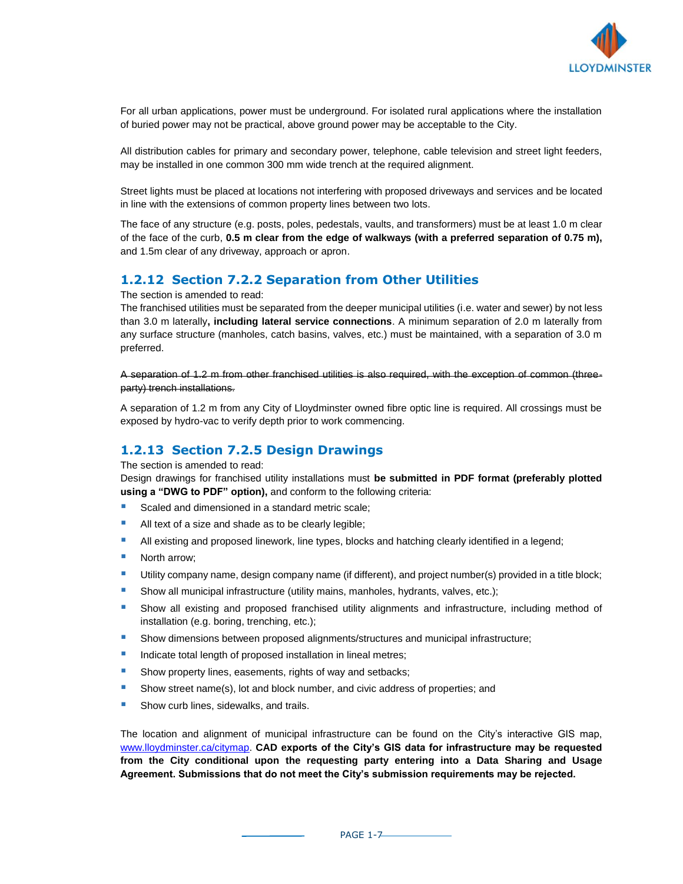For all urban applications, power must be underground. For isolated rural applications where the installation of buried power may not be practical, above ground power may be acceptable to the City.

All distribution cables for primary and secondary power, telephone, cable television and street light feeders, may be installed in one common 300 mm wide trench at the required alignment.

Street lights must be placed at locations not interfering with proposed driveways and services and be located in line with the extensions of common property lines between two lots.

The face of any structure (e.g. posts, poles, pedestals, vaults, and transformers) must be at least 1.0 m clear of the face of the curb, **0.5 m clear from the edge of walkways (with a preferred separation of 0.75 m),** and 1.5m clear of any driveway, approach or apron.

### 1.2.12 Section 7.2.2 Separation from Other Utilities

The section is amended to read:

The franchised utilities must be separated from the deeper municipal utilities (i.e. water and sewer) by not less than 3.0 m laterally**, including lateral service connections**. A minimum separation of 2.0 m laterally from any surface structure (manholes, catch basins, valves, etc.) must be maintained, with a separation of 3.0 m preferred.

~~A separation of 1.2 m from other franchised utilities is also required, with the exception of common (three-party) trench installations.~~

A separation of 1.2 m from any City of Lloydminster owned fibre optic line is required. All crossings must be exposed by hydro-vac to verify depth prior to work commencing.

### 1.2.13 Section 7.2.5 Design Drawings

The section is amended to read:

Design drawings for franchised utility installations must **be submitted in PDF format (preferably plotted using a "DWG to PDF" option),** and conform to the following criteria:

- Scaled and dimensioned in a standard metric scale;
- All text of a size and shade as to be clearly legible;
- All existing and proposed linework, line types, blocks and hatching clearly identified in a legend;
- North arrow;
- Utility company name, design company name (if different), and project number(s) provided in a title block;
- Show all municipal infrastructure (utility mains, manholes, hydrants, valves, etc.);
- Show all existing and proposed franchised utility alignments and infrastructure, including method of installation (e.g. boring, trenching, etc.);
- Show dimensions between proposed alignments/structures and municipal infrastructure;
- Indicate total length of proposed installation in lineal metres;
- Show property lines, easements, rights of way and setbacks;
- Show street name(s), lot and block number, and civic address of properties; and
- Show curb lines, sidewalks, and trails.

The location and alignment of municipal infrastructure can be found on the City's interactive GIS map, www.lloydminster.ca/citymap. **CAD exports of the City's GIS data for infrastructure may be requested from the City conditional upon the requesting party entering into a Data Sharing and Usage Agreement. Submissions that do not meet the City's submission requirements may be rejected.**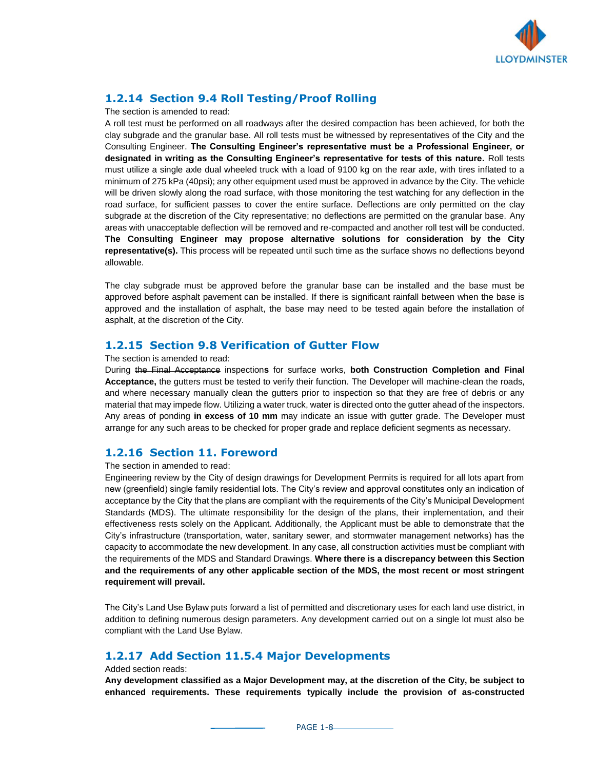## 1.2.14 Section 9.4 Roll Testing/Proof Rolling

The section is amended to read:

A roll test must be performed on all roadways after the desired compaction has been achieved, for both the clay subgrade and the granular base. All roll tests must be witnessed by representatives of the City and the Consulting Engineer. **The Consulting Engineer's representative must be a Professional Engineer, or designated in writing as the Consulting Engineer's representative for tests of this nature.** Roll tests must utilize a single axle dual wheeled truck with a load of 9100 kg on the rear axle, with tires inflated to a minimum of 275 kPa (40psi); any other equipment used must be approved in advance by the City. The vehicle will be driven slowly along the road surface, with those monitoring the test watching for any deflection in the road surface, for sufficient passes to cover the entire surface. Deflections are only permitted on the clay subgrade at the discretion of the City representative; no deflections are permitted on the granular base. Any areas with unacceptable deflection will be removed and re-compacted and another roll test will be conducted. **The Consulting Engineer may propose alternative solutions for consideration by the City representative(s).** This process will be repeated until such time as the surface shows no deflections beyond allowable.

The clay subgrade must be approved before the granular base can be installed and the base must be approved before asphalt pavement can be installed. If there is significant rainfall between when the base is approved and the installation of asphalt, the base may need to be tested again before the installation of asphalt, at the discretion of the City.

## 1.2.15 Section 9.8 Verification of Gutter Flow

The section is amended to read:

During ~~the Final Acceptance~~ inspection**s** for surface works, **both Construction Completion and Final Acceptance,** the gutters must be tested to verify their function. The Developer will machine-clean the roads, and where necessary manually clean the gutters prior to inspection so that they are free of debris or any material that may impede flow. Utilizing a water truck, water is directed onto the gutter ahead of the inspectors. Any areas of ponding **in excess of 10 mm** may indicate an issue with gutter grade. The Developer must arrange for any such areas to be checked for proper grade and replace deficient segments as necessary.

## 1.2.16 Section 11. Foreword

The section in amended to read:

Engineering review by the City of design drawings for Development Permits is required for all lots apart from new (greenfield) single family residential lots. The City's review and approval constitutes only an indication of acceptance by the City that the plans are compliant with the requirements of the City's Municipal Development Standards (MDS). The ultimate responsibility for the design of the plans, their implementation, and their effectiveness rests solely on the Applicant. Additionally, the Applicant must be able to demonstrate that the City's infrastructure (transportation, water, sanitary sewer, and stormwater management networks) has the capacity to accommodate the new development. In any case, all construction activities must be compliant with the requirements of the MDS and Standard Drawings. **Where there is a discrepancy between this Section and the requirements of any other applicable section of the MDS, the most recent or most stringent requirement will prevail.**

The City's Land Use Bylaw puts forward a list of permitted and discretionary uses for each land use district, in addition to defining numerous design parameters. Any development carried out on a single lot must also be compliant with the Land Use Bylaw.

## 1.2.17 Add Section 11.5.4 Major Developments

Added section reads:

**Any development classified as a Major Development may, at the discretion of the City, be subject to enhanced requirements. These requirements typically include the provision of as-constructed**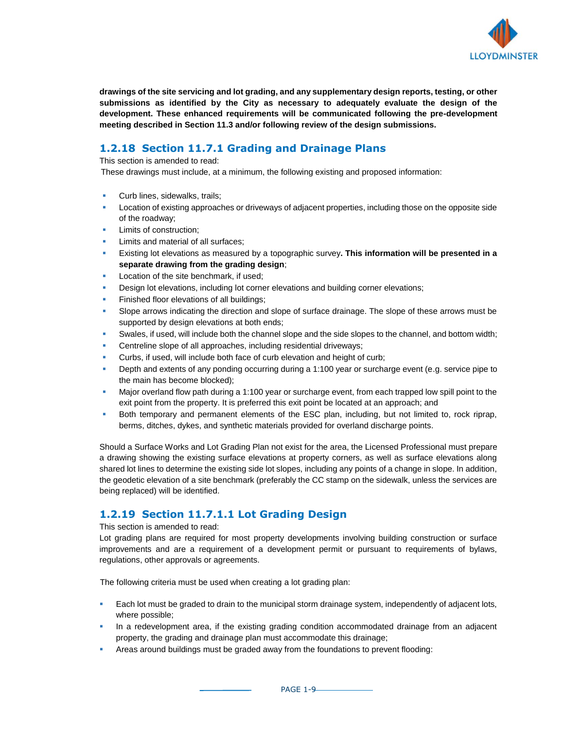**drawings of the site servicing and lot grading, and any supplementary design reports, testing, or other submissions as identified by the City as necessary to adequately evaluate the design of the development. These enhanced requirements will be communicated following the pre-development meeting described in Section 11.3 and/or following review of the design submissions.**

### 1.2.18 Section 11.7.1 Grading and Drainage Plans

This section is amended to read:

These drawings must include, at a minimum, the following existing and proposed information:

- Curb lines, sidewalks, trails;
- Location of existing approaches or driveways of adjacent properties, including those on the opposite side of the roadway;
- Limits of construction;
- Limits and material of all surfaces;
- Existing lot elevations as measured by a topographic survey**. This information will be presented in a separate drawing from the grading design**;
- Location of the site benchmark, if used;
- Design lot elevations, including lot corner elevations and building corner elevations;
- Finished floor elevations of all buildings;
- Slope arrows indicating the direction and slope of surface drainage. The slope of these arrows must be supported by design elevations at both ends;
- Swales, if used, will include both the channel slope and the side slopes to the channel, and bottom width;
- Centreline slope of all approaches, including residential driveways;
- Curbs, if used, will include both face of curb elevation and height of curb;
- Depth and extents of any ponding occurring during a 1:100 year or surcharge event (e.g. service pipe to the main has become blocked);
- Major overland flow path during a 1:100 year or surcharge event, from each trapped low spill point to the exit point from the property. It is preferred this exit point be located at an approach; and
- Both temporary and permanent elements of the ESC plan, including, but not limited to, rock riprap, berms, ditches, dykes, and synthetic materials provided for overland discharge points.

Should a Surface Works and Lot Grading Plan not exist for the area, the Licensed Professional must prepare a drawing showing the existing surface elevations at property corners, as well as surface elevations along shared lot lines to determine the existing side lot slopes, including any points of a change in slope. In addition, the geodetic elevation of a site benchmark (preferably the CC stamp on the sidewalk, unless the services are being replaced) will be identified.

### 1.2.19 Section 11.7.1.1 Lot Grading Design

This section is amended to read:

Lot grading plans are required for most property developments involving building construction or surface improvements and are a requirement of a development permit or pursuant to requirements of bylaws, regulations, other approvals or agreements.

The following criteria must be used when creating a lot grading plan:

- Each lot must be graded to drain to the municipal storm drainage system, independently of adjacent lots, where possible;
- In a redevelopment area, if the existing grading condition accommodated drainage from an adjacent property, the grading and drainage plan must accommodate this drainage;
- Areas around buildings must be graded away from the foundations to prevent flooding: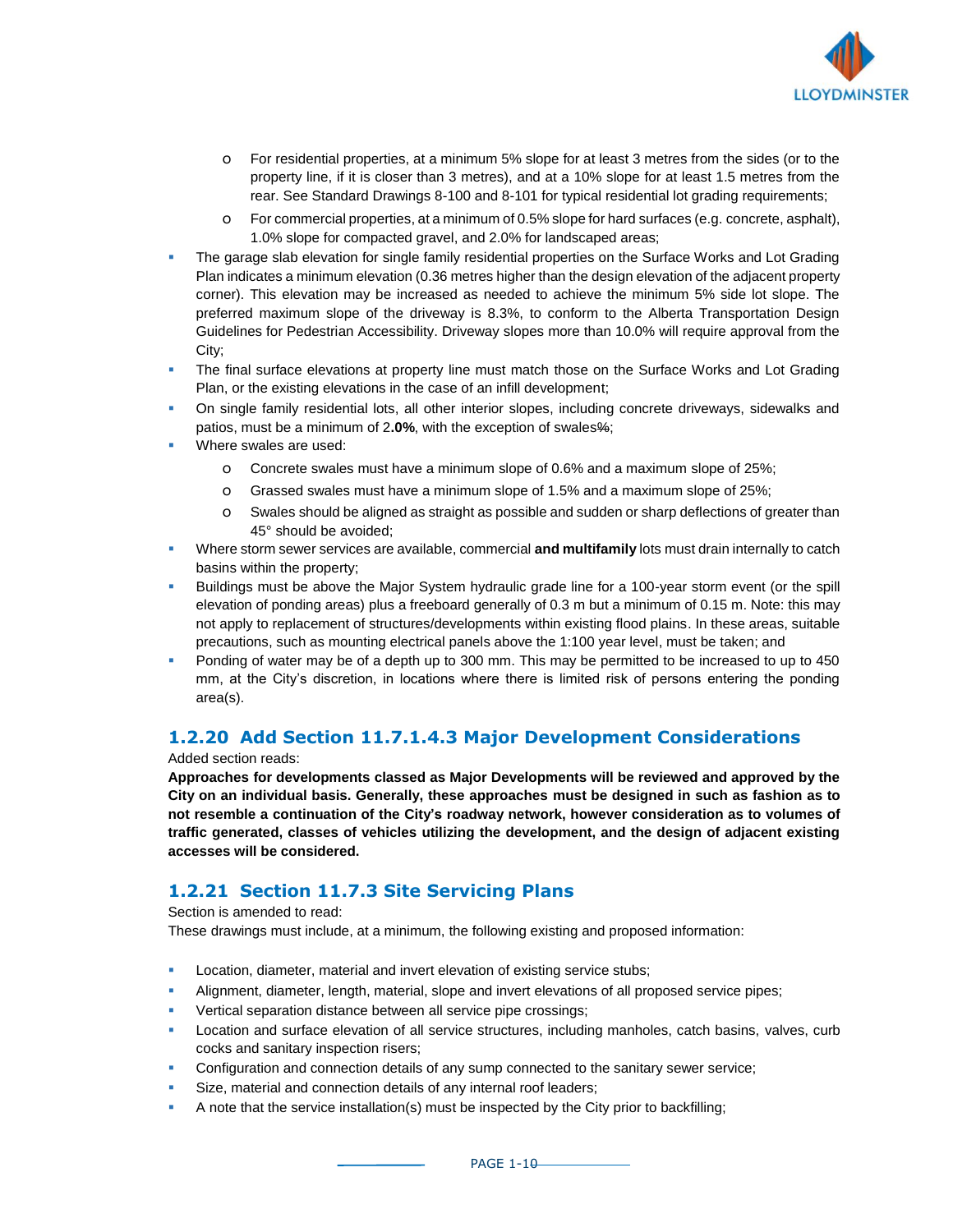- For residential properties, at a minimum 5% slope for at least 3 metres from the sides (or to the property line, if it is closer than 3 metres), and at a 10% slope for at least 1.5 metres from the rear. See Standard Drawings 8-100 and 8-101 for typical residential lot grading requirements;
    - For commercial properties, at a minimum of 0.5% slope for hard surfaces (e.g. concrete, asphalt), 1.0% slope for compacted gravel, and 2.0% for landscaped areas;
- The garage slab elevation for single family residential properties on the Surface Works and Lot Grading Plan indicates a minimum elevation (0.36 metres higher than the design elevation of the adjacent property corner). This elevation may be increased as needed to achieve the minimum 5% side lot slope. The preferred maximum slope of the driveway is 8.3%, to conform to the Alberta Transportation Design Guidelines for Pedestrian Accessibility. Driveway slopes more than 10.0% will require approval from the City;
- The final surface elevations at property line must match those on the Surface Works and Lot Grading Plan, or the existing elevations in the case of an infill development;
- On single family residential lots, all other interior slopes, including concrete driveways, sidewalks and patios, must be a minimum of 2**.0%**, with the exception of swales~~%~~;
- Where swales are used:
    - Concrete swales must have a minimum slope of 0.6% and a maximum slope of 25%;
    - Grassed swales must have a minimum slope of 1.5% and a maximum slope of 25%;
    - Swales should be aligned as straight as possible and sudden or sharp deflections of greater than 45° should be avoided;
- Where storm sewer services are available, commercial **and multifamily** lots must drain internally to catch basins within the property;
- Buildings must be above the Major System hydraulic grade line for a 100-year storm event (or the spill elevation of ponding areas) plus a freeboard generally of 0.3 m but a minimum of 0.15 m. Note: this may not apply to replacement of structures/developments within existing flood plains. In these areas, suitable precautions, such as mounting electrical panels above the 1:100 year level, must be taken; and
- Ponding of water may be of a depth up to 300 mm. This may be permitted to be increased to up to 450 mm, at the City's discretion, in locations where there is limited risk of persons entering the ponding area(s).

## 1.2.20 Add Section 11.7.1.4.3 Major Development Considerations

Added section reads:

**Approaches for developments classed as Major Developments will be reviewed and approved by the City on an individual basis. Generally, these approaches must be designed in such as fashion as to not resemble a continuation of the City's roadway network, however consideration as to volumes of traffic generated, classes of vehicles utilizing the development, and the design of adjacent existing accesses will be considered.**

## 1.2.21 Section 11.7.3 Site Servicing Plans

Section is amended to read:

These drawings must include, at a minimum, the following existing and proposed information:

- Location, diameter, material and invert elevation of existing service stubs;
- Alignment, diameter, length, material, slope and invert elevations of all proposed service pipes;
- Vertical separation distance between all service pipe crossings;
- Location and surface elevation of all service structures, including manholes, catch basins, valves, curb cocks and sanitary inspection risers;
- Configuration and connection details of any sump connected to the sanitary sewer service;
- Size, material and connection details of any internal roof leaders;
- A note that the service installation(s) must be inspected by the City prior to backfilling;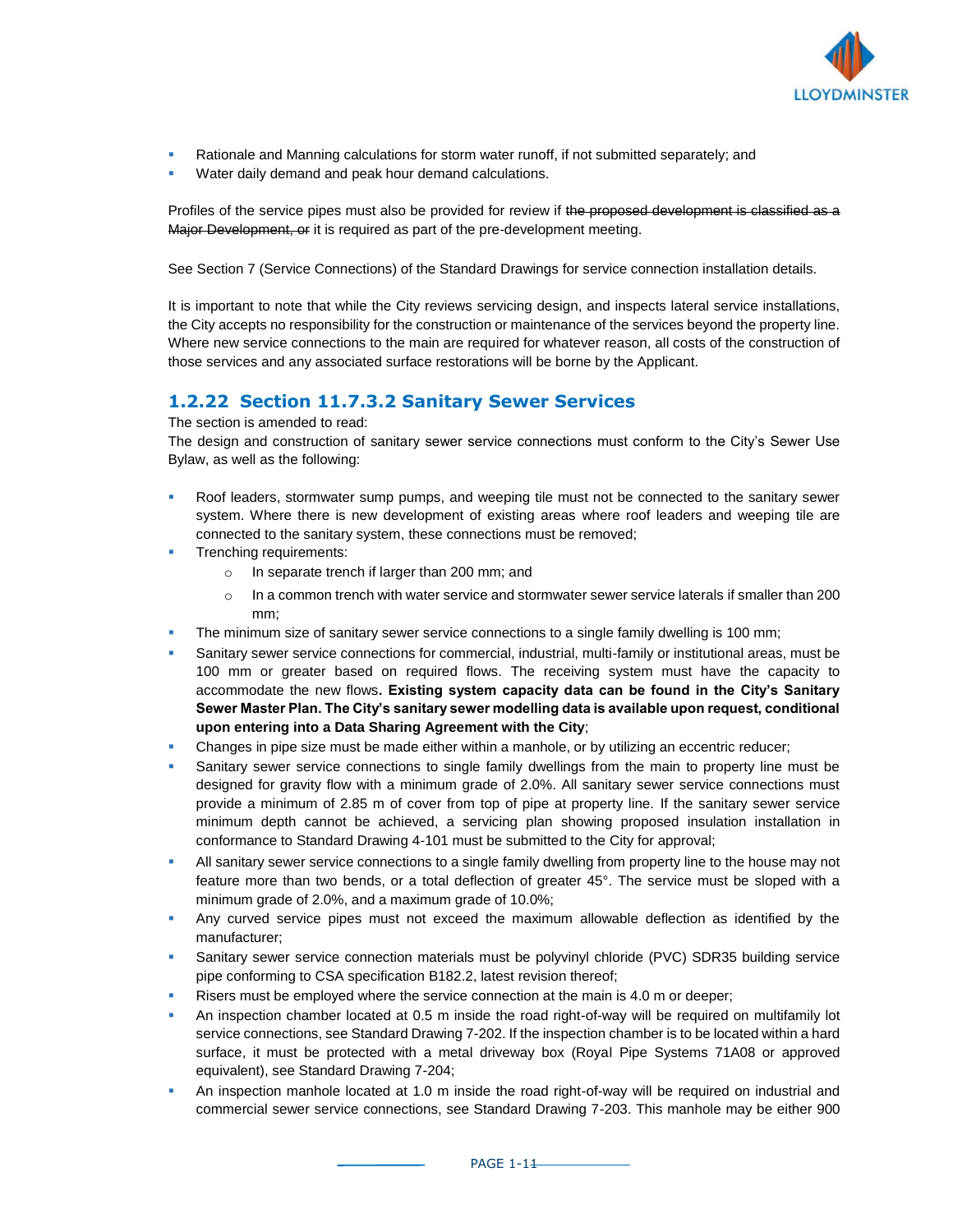- Rationale and Manning calculations for storm water runoff, if not submitted separately; and
- Water daily demand and peak hour demand calculations.

Profiles of the service pipes must also be provided for review if ~~the proposed development is classified as a Major Development, or~~ it is required as part of the pre-development meeting.

See Section 7 (Service Connections) of the Standard Drawings for service connection installation details.

It is important to note that while the City reviews servicing design, and inspects lateral service installations, the City accepts no responsibility for the construction or maintenance of the services beyond the property line. Where new service connections to the main are required for whatever reason, all costs of the construction of those services and any associated surface restorations will be borne by the Applicant.

### 1.2.22 Section 11.7.3.2 Sanitary Sewer Services

The section is amended to read:

The design and construction of sanitary sewer service connections must conform to the City's Sewer Use Bylaw, as well as the following:

- Roof leaders, stormwater sump pumps, and weeping tile must not be connected to the sanitary sewer system. Where there is new development of existing areas where roof leaders and weeping tile are connected to the sanitary system, these connections must be removed;
- Trenching requirements:
  - In separate trench if larger than 200 mm; and
  - In a common trench with water service and stormwater sewer service laterals if smaller than 200 mm;
- The minimum size of sanitary sewer service connections to a single family dwelling is 100 mm;
- Sanitary sewer service connections for commercial, industrial, multi-family or institutional areas, must be 100 mm or greater based on required flows. The receiving system must have the capacity to accommodate the new flows**. Existing system capacity data can be found in the City's Sanitary Sewer Master Plan. The City's sanitary sewer modelling data is available upon request, conditional upon entering into a Data Sharing Agreement with the City**;
- Changes in pipe size must be made either within a manhole, or by utilizing an eccentric reducer;
- Sanitary sewer service connections to single family dwellings from the main to property line must be designed for gravity flow with a minimum grade of 2.0%. All sanitary sewer service connections must provide a minimum of 2.85 m of cover from top of pipe at property line. If the sanitary sewer service minimum depth cannot be achieved, a servicing plan showing proposed insulation installation in conformance to Standard Drawing 4-101 must be submitted to the City for approval;
- All sanitary sewer service connections to a single family dwelling from property line to the house may not feature more than two bends, or a total deflection of greater 45°. The service must be sloped with a minimum grade of 2.0%, and a maximum grade of 10.0%;
- Any curved service pipes must not exceed the maximum allowable deflection as identified by the manufacturer;
- Sanitary sewer service connection materials must be polyvinyl chloride (PVC) SDR35 building service pipe conforming to CSA specification B182.2, latest revision thereof;
- Risers must be employed where the service connection at the main is 4.0 m or deeper;
- An inspection chamber located at 0.5 m inside the road right-of-way will be required on multifamily lot service connections, see Standard Drawing 7-202. If the inspection chamber is to be located within a hard surface, it must be protected with a metal driveway box (Royal Pipe Systems 71A08 or approved equivalent), see Standard Drawing 7-204;
- An inspection manhole located at 1.0 m inside the road right-of-way will be required on industrial and commercial sewer service connections, see Standard Drawing 7-203. This manhole may be either 900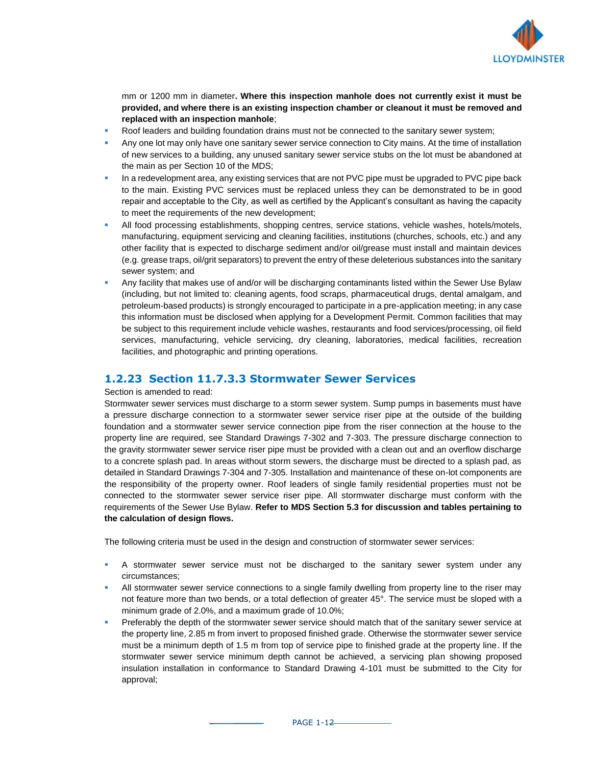mm or 1200 mm in diameter**. Where this inspection manhole does not currently exist it must be provided, and where there is an existing inspection chamber or cleanout it must be removed and replaced with an inspection manhole**;

- Roof leaders and building foundation drains must not be connected to the sanitary sewer system;
- Any one lot may only have one sanitary sewer service connection to City mains. At the time of installation of new services to a building, any unused sanitary sewer service stubs on the lot must be abandoned at the main as per Section 10 of the MDS;
- In a redevelopment area, any existing services that are not PVC pipe must be upgraded to PVC pipe back to the main. Existing PVC services must be replaced unless they can be demonstrated to be in good repair and acceptable to the City, as well as certified by the Applicant's consultant as having the capacity to meet the requirements of the new development;
- All food processing establishments, shopping centres, service stations, vehicle washes, hotels/motels, manufacturing, equipment servicing and cleaning facilities, institutions (churches, schools, etc.) and any other facility that is expected to discharge sediment and/or oil/grease must install and maintain devices (e.g. grease traps, oil/grit separators) to prevent the entry of these deleterious substances into the sanitary sewer system; and
- Any facility that makes use of and/or will be discharging contaminants listed within the Sewer Use Bylaw (including, but not limited to: cleaning agents, food scraps, pharmaceutical drugs, dental amalgam, and petroleum-based products) is strongly encouraged to participate in a pre-application meeting; in any case this information must be disclosed when applying for a Development Permit. Common facilities that may be subject to this requirement include vehicle washes, restaurants and food services/processing, oil field services, manufacturing, vehicle servicing, dry cleaning, laboratories, medical facilities, recreation facilities, and photographic and printing operations.

## 1.2.23 Section 11.7.3.3 Stormwater Sewer Services

Section is amended to read:

Stormwater sewer services must discharge to a storm sewer system. Sump pumps in basements must have a pressure discharge connection to a stormwater sewer service riser pipe at the outside of the building foundation and a stormwater sewer service connection pipe from the riser connection at the house to the property line are required, see Standard Drawings 7-302 and 7-303. The pressure discharge connection to the gravity stormwater sewer service riser pipe must be provided with a clean out and an overflow discharge to a concrete splash pad. In areas without storm sewers, the discharge must be directed to a splash pad, as detailed in Standard Drawings 7-304 and 7-305. Installation and maintenance of these on-lot components are the responsibility of the property owner. Roof leaders of single family residential properties must not be connected to the stormwater sewer service riser pipe. All stormwater discharge must conform with the requirements of the Sewer Use Bylaw. **Refer to MDS Section 5.3 for discussion and tables pertaining to the calculation of design flows.**

The following criteria must be used in the design and construction of stormwater sewer services:

- A stormwater sewer service must not be discharged to the sanitary sewer system under any circumstances;
- All stormwater sewer service connections to a single family dwelling from property line to the riser may not feature more than two bends, or a total deflection of greater 45°. The service must be sloped with a minimum grade of 2.0%, and a maximum grade of 10.0%;
- Preferably the depth of the stormwater sewer service should match that of the sanitary sewer service at the property line, 2.85 m from invert to proposed finished grade. Otherwise the stormwater sewer service must be a minimum depth of 1.5 m from top of service pipe to finished grade at the property line. If the stormwater sewer service minimum depth cannot be achieved, a servicing plan showing proposed insulation installation in conformance to Standard Drawing 4-101 must be submitted to the City for approval;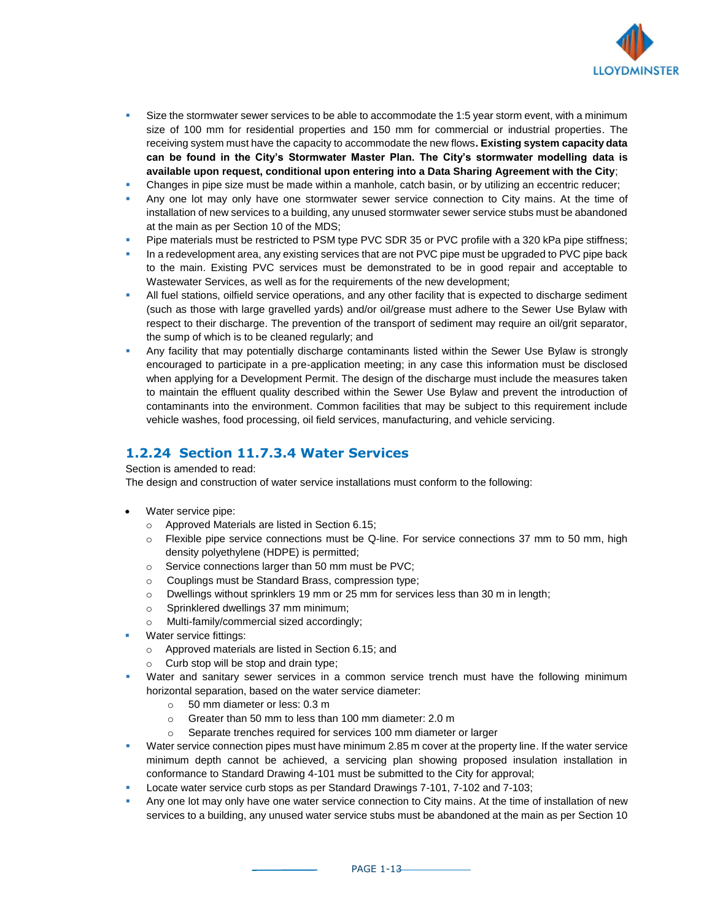- Size the stormwater sewer services to be able to accommodate the 1:5 year storm event, with a minimum size of 100 mm for residential properties and 150 mm for commercial or industrial properties. The receiving system must have the capacity to accommodate the new flows**. Existing system capacity data can be found in the City's Stormwater Master Plan. The City's stormwater modelling data is available upon request, conditional upon entering into a Data Sharing Agreement with the City**;
- Changes in pipe size must be made within a manhole, catch basin, or by utilizing an eccentric reducer;
- Any one lot may only have one stormwater sewer service connection to City mains. At the time of installation of new services to a building, any unused stormwater sewer service stubs must be abandoned at the main as per Section 10 of the MDS;
- Pipe materials must be restricted to PSM type PVC SDR 35 or PVC profile with a 320 kPa pipe stiffness;
- In a redevelopment area, any existing services that are not PVC pipe must be upgraded to PVC pipe back to the main. Existing PVC services must be demonstrated to be in good repair and acceptable to Wastewater Services, as well as for the requirements of the new development;
- All fuel stations, oilfield service operations, and any other facility that is expected to discharge sediment (such as those with large gravelled yards) and/or oil/grease must adhere to the Sewer Use Bylaw with respect to their discharge. The prevention of the transport of sediment may require an oil/grit separator, the sump of which is to be cleaned regularly; and
- Any facility that may potentially discharge contaminants listed within the Sewer Use Bylaw is strongly encouraged to participate in a pre-application meeting; in any case this information must be disclosed when applying for a Development Permit. The design of the discharge must include the measures taken to maintain the effluent quality described within the Sewer Use Bylaw and prevent the introduction of contaminants into the environment. Common facilities that may be subject to this requirement include vehicle washes, food processing, oil field services, manufacturing, and vehicle servicing.

### 1.2.24 Section 11.7.3.4 Water Services

Section is amended to read:

The design and construction of water service installations must conform to the following:

- Water service pipe:
  - Approved Materials are listed in Section 6.15;
  - Flexible pipe service connections must be Q-line. For service connections 37 mm to 50 mm, high density polyethylene (HDPE) is permitted;
  - Service connections larger than 50 mm must be PVC;
  - Couplings must be Standard Brass, compression type;
  - Dwellings without sprinklers 19 mm or 25 mm for services less than 30 m in length;
  - Sprinklered dwellings 37 mm minimum;
  - Multi-family/commercial sized accordingly;
- Water service fittings:
  - Approved materials are listed in Section 6.15; and
  - Curb stop will be stop and drain type;
- Water and sanitary sewer services in a common service trench must have the following minimum horizontal separation, based on the water service diameter:
  - 50 mm diameter or less: 0.3 m
  - Greater than 50 mm to less than 100 mm diameter: 2.0 m
  - Separate trenches required for services 100 mm diameter or larger
- Water service connection pipes must have minimum 2.85 m cover at the property line. If the water service minimum depth cannot be achieved, a servicing plan showing proposed insulation installation in conformance to Standard Drawing 4-101 must be submitted to the City for approval;
- Locate water service curb stops as per Standard Drawings 7-101, 7-102 and 7-103;
- Any one lot may only have one water service connection to City mains. At the time of installation of new services to a building, any unused water service stubs must be abandoned at the main as per Section 10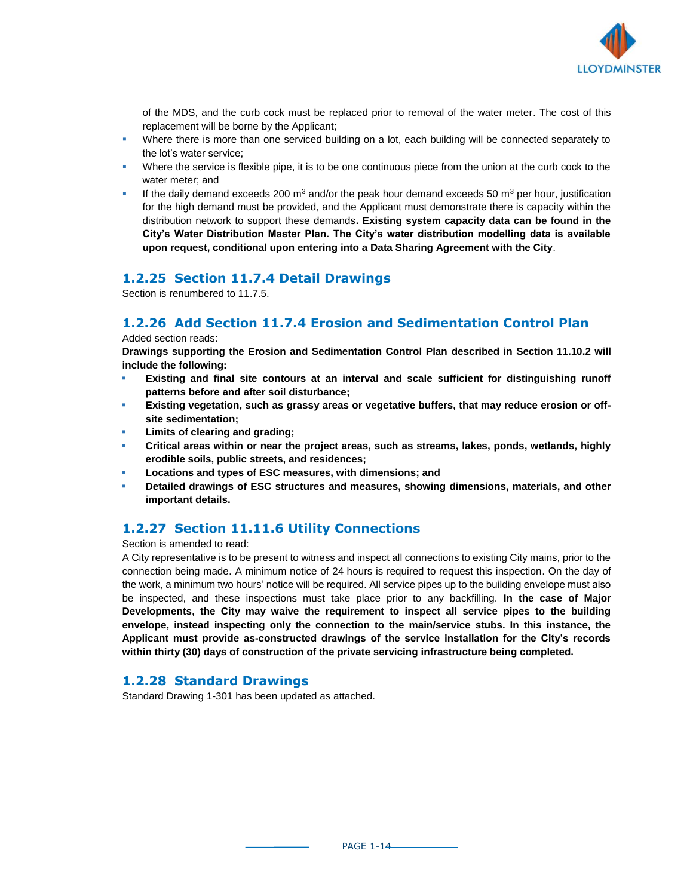of the MDS, and the curb cock must be replaced prior to removal of the water meter. The cost of this replacement will be borne by the Applicant;

- Where there is more than one serviced building on a lot, each building will be connected separately to the lot's water service;
- Where the service is flexible pipe, it is to be one continuous piece from the union at the curb cock to the water meter; and
- If the daily demand exceeds 200 $m^3$ and/or the peak hour demand exceeds 50 $m^3$ per hour, justification for the high demand must be provided, and the Applicant must demonstrate there is capacity within the distribution network to support these demands**. Existing system capacity data can be found in the City's Water Distribution Master Plan. The City's water distribution modelling data is available upon request, conditional upon entering into a Data Sharing Agreement with the City**.

## 1.2.25 Section 11.7.4 Detail Drawings

Section is renumbered to 11.7.5.

## 1.2.26 Add Section 11.7.4 Erosion and Sedimentation Control Plan

Added section reads:

**Drawings supporting the Erosion and Sedimentation Control Plan described in Section 11.10.2 will include the following:**

- **Existing and final site contours at an interval and scale sufficient for distinguishing runoff patterns before and after soil disturbance;**
- **Existing vegetation, such as grassy areas or vegetative buffers, that may reduce erosion or off-site sedimentation;**
- **Limits of clearing and grading;**
- **Critical areas within or near the project areas, such as streams, lakes, ponds, wetlands, highly erodible soils, public streets, and residences;**
- **Locations and types of ESC measures, with dimensions; and**
- **Detailed drawings of ESC structures and measures, showing dimensions, materials, and other important details.**

## 1.2.27 Section 11.11.6 Utility Connections

Section is amended to read:

A City representative is to be present to witness and inspect all connections to existing City mains, prior to the connection being made. A minimum notice of 24 hours is required to request this inspection. On the day of the work, a minimum two hours' notice will be required. All service pipes up to the building envelope must also be inspected, and these inspections must take place prior to any backfilling. **In the case of Major Developments, the City may waive the requirement to inspect all service pipes to the building envelope, instead inspecting only the connection to the main/service stubs. In this instance, the Applicant must provide as-constructed drawings of the service installation for the City's records within thirty (30) days of construction of the private servicing infrastructure being completed.**

## 1.2.28 Standard Drawings

Standard Drawing 1-301 has been updated as attached.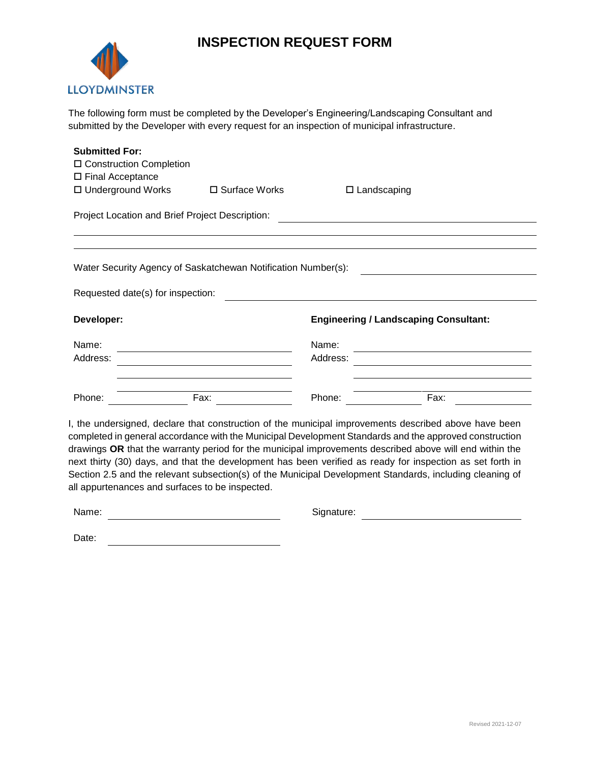# INSPECTION REQUEST FORM

LLOYDMINSTER

The following form must be completed by the Developer's Engineering/Landscaping Consultant and submitted by the Developer with every request for an inspection of municipal infrastructure.

**Submitted For:**

- ☐ Construction Completion
- ☐ Final Acceptance
- ☐ Underground Works ☐ Surface Works ☐ Landscaping

Project Location and Brief Project Description: ______________________________________________

________________________________________________________________________________

________________________________________________________________________________

Water Security Agency of Saskatchewan Notification Number(s): ____________________

Requested date(s) for inspection: ______________________________________________

| **Developer:** | **Engineering / Landscaping Consultant:** |
|---|---|
| Name: ______________________ | Name: ______________________ |
| Address: ______________________ | Address: ______________________ |
| ______________________ | ______________________ |
| ______________________ | ______________________ |
| Phone: __________ Fax: __________ | Phone: __________ Fax: __________ |

I, the undersigned, declare that construction of the municipal improvements described above have been completed in general accordance with the Municipal Development Standards and the approved construction drawings **OR** that the warranty period for the municipal improvements described above will end within the next thirty (30) days, and that the development has been verified as ready for inspection as set forth in Section 2.5 and the relevant subsection(s) of the Municipal Development Standards, including cleaning of all appurtenances and surfaces to be inspected.

Name: ______________________ Signature: ______________________

Date: ______________________

Revised 2021-12-07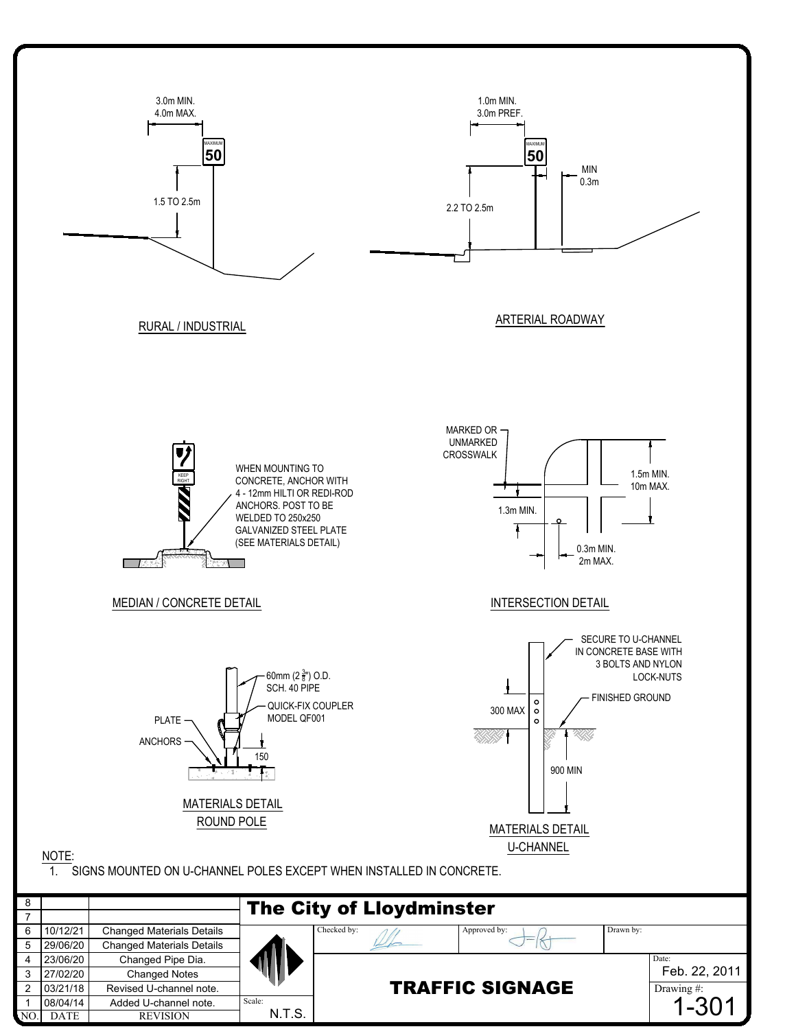3.0m MIN.
4.0m MAX.

MAXIMUM
50

1.5 TO 2.5m

RURAL / INDUSTRIAL

1.0m MIN.
3.0m PREF.

MAXIMUM
50

MIN
0.3m

2.2 TO 2.5m

ARTERIAL ROADWAY

KEEP RIGHT

WHEN MOUNTING TO CONCRETE, ANCHOR WITH 4 - 12mm HILTI OR REDI-ROD ANCHORS. POST TO BE WELDED TO 250x250 GALVANIZED STEEL PLATE (SEE MATERIALS DETAIL)

MEDIAN / CONCRETE DETAIL

MARKED OR UNMARKED CROSSWALK

1.5m MIN.
10m MAX.

1.3m MIN.

0.3m MIN.
2m MAX.

INTERSECTION DETAIL

60mm (2 $\frac{3}{8}$") O.D.
SCH. 40 PIPE

QUICK-FIX COUPLER MODEL QF001

PLATE

ANCHORS

150

MATERIALS DETAIL
ROUND POLE

SECURE TO U-CHANNEL IN CONCRETE BASE WITH 3 BOLTS AND NYLON LOCK-NUTS

FINISHED GROUND

300 MAX

900 MIN

MATERIALS DETAIL
U-CHANNEL

NOTE:

1. SIGNS MOUNTED ON U-CHANNEL POLES EXCEPT WHEN INSTALLED IN CONCRETE.

| NO. | DATE | REVISION |
| --- | --- | --- |
| 8 | | |
| 7 | | |
| 6 | 10/12/21 | Changed Materials Details |
| 5 | 29/06/20 | Changed Materials Details |
| 4 | 23/06/20 | Changed Pipe Dia. |
| 3 | 27/02/20 | Changed Notes |
| 2 | 03/21/18 | Revised U-channel note. |
| 1 | 08/04/14 | Added U-channel note. |

# The City of Lloydminster

Checked by:

Approved by:

Drawn by:

Scale: N.T.S.

## TRAFFIC SIGNAGE

Date: Feb. 22, 2011

Drawing #: 1-301